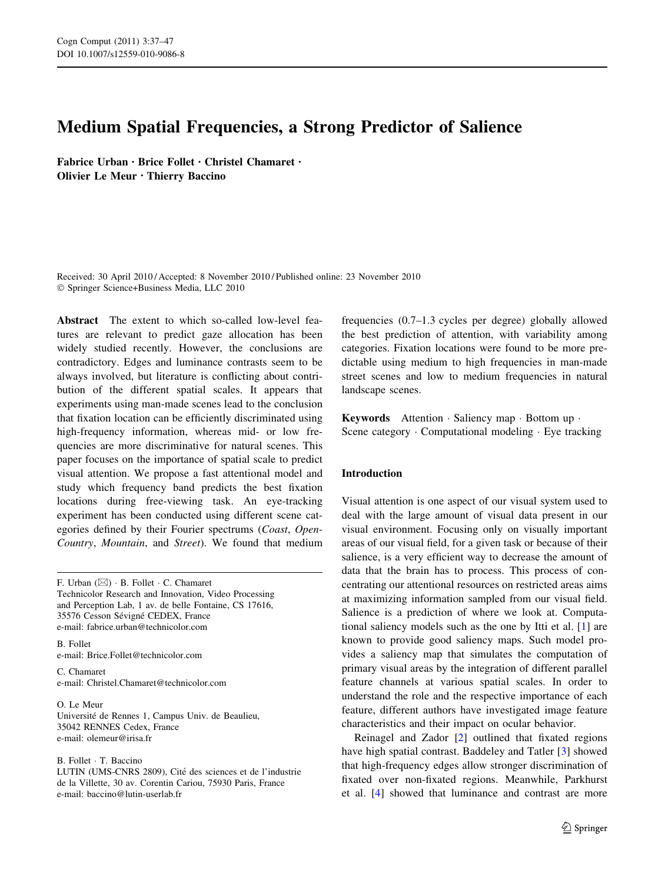# Medium Spatial Frequencies, a Strong Predictor of Salience

**Fabrice Urban · Brice Follet · Christel Chamaret · Olivier Le Meur · Thierry Baccino**

Received: 30 April 2010 / Accepted: 8 November 2010 / Published online: 23 November 2010
© Springer Science+Business Media, LLC 2010

**Abstract** The extent to which so-called low-level features are relevant to predict gaze allocation has been widely studied recently. However, the conclusions are contradictory. Edges and luminance contrasts seem to be always involved, but literature is conflicting about contribution of the different spatial scales. It appears that experiments using man-made scenes lead to the conclusion that fixation location can be efficiently discriminated using high-frequency information, whereas mid- or low frequencies are more discriminative for natural scenes. This paper focuses on the importance of spatial scale to predict visual attention. We propose a fast attentional model and study which frequency band predicts the best fixation locations during free-viewing task. An eye-tracking experiment has been conducted using different scene categories defined by their Fourier spectrums (*Coast*, *OpenCountry*, *Mountain*, and *Street*). We found that medium frequencies (0.7–1.3 cycles per degree) globally allowed the best prediction of attention, with variability among categories. Fixation locations were found to be more predictable using medium to high frequencies in man-made street scenes and low to medium frequencies in natural landscape scenes.

**Keywords** Attention · Saliency map · Bottom up · Scene category · Computational modeling · Eye tracking

F. Urban (✉) · B. Follet · C. Chamaret
Technicolor Research and Innovation, Video Processing and Perception Lab, 1 av. de belle Fontaine, CS 17616, 35576 Cesson Sévigné CEDEX, France
e-mail: fabrice.urban@technicolor.com

B. Follet
e-mail: Brice.Follet@technicolor.com

C. Chamaret
e-mail: Christel.Chamaret@technicolor.com

O. Le Meur
Université de Rennes 1, Campus Univ. de Beaulieu, 35042 RENNES Cedex, France
e-mail: olemeur@irisa.fr

B. Follet · T. Baccino
LUTIN (UMS-CNRS 2809), Cité des sciences et de l'industrie de la Villette, 30 av. Corentin Cariou, 75930 Paris, France
e-mail: baccino@lutin-userlab.fr

## Introduction

Visual attention is one aspect of our visual system used to deal with the large amount of visual data present in our visual environment. Focusing only on visually important areas of our visual field, for a given task or because of their salience, is a very efficient way to decrease the amount of data that the brain has to process. This process of concentrating our attentional resources on restricted areas aims at maximizing information sampled from our visual field. Salience is a prediction of where we look at. Computational saliency models such as the one by Itti et al. [1] are known to provide good saliency maps. Such model provides a saliency map that simulates the computation of primary visual areas by the integration of different parallel feature channels at various spatial scales. In order to understand the role and the respective importance of each feature, different authors have investigated image feature characteristics and their impact on ocular behavior.

Reinagel and Zador [2] outlined that fixated regions have high spatial contrast. Baddeley and Tatler [3] showed that high-frequency edges allow stronger discrimination of fixated over non-fixated regions. Meanwhile, Parkhurst et al. [4] showed that luminance and contrast are more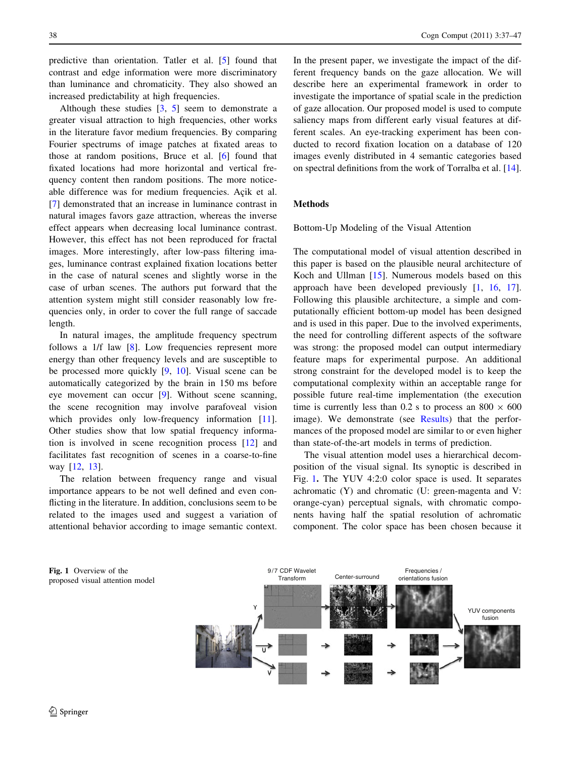predictive than orientation. Tatler et al. [5] found that contrast and edge information were more discriminatory than luminance and chromaticity. They also showed an increased predictability at high frequencies.

Although these studies [3, 5] seem to demonstrate a greater visual attraction to high frequencies, other works in the literature favor medium frequencies. By comparing Fourier spectrums of image patches at fixated areas to those at random positions, Bruce et al. [6] found that fixated locations had more horizontal and vertical frequency content then random positions. The more noticeable difference was for medium frequencies. Açik et al. [7] demonstrated that an increase in luminance contrast in natural images favors gaze attraction, whereas the inverse effect appears when decreasing local luminance contrast. However, this effect has not been reproduced for fractal images. More interestingly, after low-pass filtering images, luminance contrast explained fixation locations better in the case of natural scenes and slightly worse in the case of urban scenes. The authors put forward that the attention system might still consider reasonably low frequencies only, in order to cover the full range of saccade length.

In natural images, the amplitude frequency spectrum follows a 1/f law [8]. Low frequencies represent more energy than other frequency levels and are susceptible to be processed more quickly [9, 10]. Visual scene can be automatically categorized by the brain in 150 ms before eye movement can occur [9]. Without scene scanning, the scene recognition may involve parafoveal vision which provides only low-frequency information [11]. Other studies show that low spatial frequency information is involved in scene recognition process [12] and facilitates fast recognition of scenes in a coarse-to-fine way [12, 13].

The relation between frequency range and visual importance appears to be not well defined and even conflicting in the literature. In addition, conclusions seem to be related to the images used and suggest a variation of attentional behavior according to image semantic context. In the present paper, we investigate the impact of the different frequency bands on the gaze allocation. We will describe here an experimental framework in order to investigate the importance of spatial scale in the prediction of gaze allocation. Our proposed model is used to compute saliency maps from different early visual features at different scales. An eye-tracking experiment has been conducted to record fixation location on a database of 120 images evenly distributed in 4 semantic categories based on spectral definitions from the work of Torralba et al. [14].

## Methods

### Bottom-Up Modeling of the Visual Attention

The computational model of visual attention described in this paper is based on the plausible neural architecture of Koch and Ullman [15]. Numerous models based on this approach have been developed previously [1, 16, 17]. Following this plausible architecture, a simple and computationally efficient bottom-up model has been designed and is used in this paper. Due to the involved experiments, the need for controlling different aspects of the software was strong: the proposed model can output intermediary feature maps for experimental purpose. An additional strong constraint for the developed model is to keep the computational complexity within an acceptable range for possible future real-time implementation (the execution time is currently less than 0.2 s to process an 800 × 600 image). We demonstrate (see Results) that the performances of the proposed model are similar to or even higher than state-of-the-art models in terms of prediction.

The visual attention model uses a hierarchical decomposition of the visual signal. Its synoptic is described in Fig. 1. The YUV 4:2:0 color space is used. It separates achromatic (Y) and chromatic (U: green-magenta and V: orange-cyan) perceptual signals, with chromatic components having half the spatial resolution of achromatic component. The color space has been chosen because it

**Fig. 1** Overview of the proposed visual attention model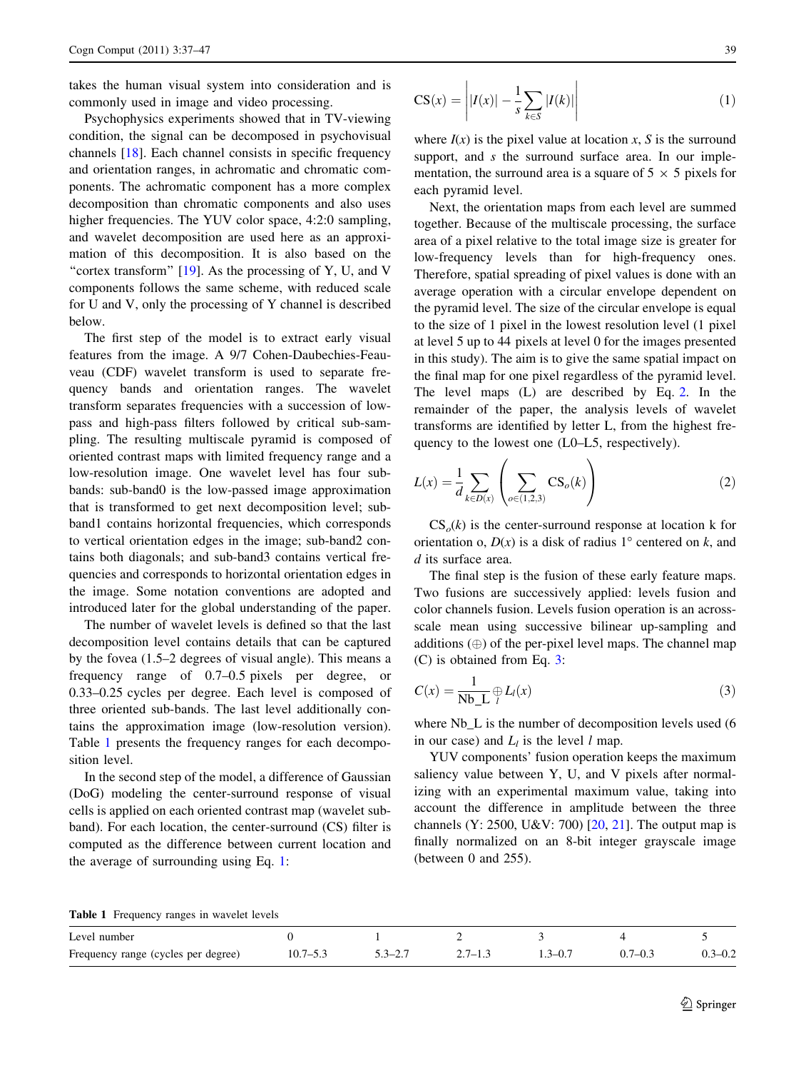takes the human visual system into consideration and is commonly used in image and video processing.

Psychophysics experiments showed that in TV-viewing condition, the signal can be decomposed in psychovisual channels [18]. Each channel consists in specific frequency and orientation ranges, in achromatic and chromatic components. The achromatic component has a more complex decomposition than chromatic components and also uses higher frequencies. The YUV color space, 4:2:0 sampling, and wavelet decomposition are used here as an approximation of this decomposition. It is also based on the "cortex transform" [19]. As the processing of Y, U, and V components follows the same scheme, with reduced scale for U and V, only the processing of Y channel is described below.

The first step of the model is to extract early visual features from the image. A 9/7 Cohen-Daubechies-Feauveau (CDF) wavelet transform is used to separate frequency bands and orientation ranges. The wavelet transform separates frequencies with a succession of low-pass and high-pass filters followed by critical sub-sampling. The resulting multiscale pyramid is composed of oriented contrast maps with limited frequency range and a low-resolution image. One wavelet level has four sub-bands: sub-band0 is the low-passed image approximation that is transformed to get next decomposition level; sub-band1 contains horizontal frequencies, which corresponds to vertical orientation edges in the image; sub-band2 contains both diagonals; and sub-band3 contains vertical frequencies and corresponds to horizontal orientation edges in the image. Some notation conventions are adopted and introduced later for the global understanding of the paper.

The number of wavelet levels is defined so that the last decomposition level contains details that can be captured by the fovea (1.5–2 degrees of visual angle). This means a frequency range of 0.7–0.5 pixels per degree, or 0.33–0.25 cycles per degree. Each level is composed of three oriented sub-bands. The last level additionally contains the approximation image (low-resolution version). Table 1 presents the frequency ranges for each decomposition level.

In the second step of the model, a difference of Gaussian (DoG) modeling the center-surround response of visual cells is applied on each oriented contrast map (wavelet sub-band). For each location, the center-surround (CS) filter is computed as the difference between current location and the average of surrounding using Eq. 1:

$$\mathrm{CS}(x) = \left| |I(x)| - \frac{1}{s} \sum_{k \in S} |I(k)| \right| \tag{1}$$

where $I(x)$ is the pixel value at location $x$, $S$ is the surround support, and $s$ the surround surface area. In our implementation, the surround area is a square of 5 × 5 pixels for each pyramid level.

Next, the orientation maps from each level are summed together. Because of the multiscale processing, the surface area of a pixel relative to the total image size is greater for low-frequency levels than for high-frequency ones. Therefore, spatial spreading of pixel values is done with an average operation with a circular envelope dependent on the pyramid level. The size of the circular envelope is equal to the size of 1 pixel in the lowest resolution level (1 pixel at level 5 up to 44 pixels at level 0 for the images presented in this study). The aim is to give the same spatial impact on the final map for one pixel regardless of the pyramid level. The level maps (L) are described by Eq. 2. In the remainder of the paper, the analysis levels of wavelet transforms are identified by letter L, from the highest frequency to the lowest one (L0–L5, respectively).

$$L(x) = \frac{1}{d} \sum_{k \in D(x)} \left( \sum_{o \in (1,2,3)} \mathrm{CS}_o(k) \right) \tag{2}$$

$\mathrm{CS}_o(k)$ is the center-surround response at location k for orientation o, $D(x)$ is a disk of radius 1° centered on $k$, and $d$ its surface area.

The final step is the fusion of these early feature maps. Two fusions are successively applied: levels fusion and color channels fusion. Levels fusion operation is an across-scale mean using successive bilinear up-sampling and additions ($\oplus$) of the per-pixel level maps. The channel map (C) is obtained from Eq. 3:

$$C(x) = \frac{1}{\mathrm{Nb\_L}} \bigoplus_{l} L_l(x) \tag{3}$$

where Nb_L is the number of decomposition levels used (6 in our case) and $L_l$ is the level $l$ map.

YUV components' fusion operation keeps the maximum saliency value between Y, U, and V pixels after normalizing with an experimental maximum value, taking into account the difference in amplitude between the three channels (Y: 2500, U&V: 700) [20, 21]. The output map is finally normalized on an 8-bit integer grayscale image (between 0 and 255).

**Table 1** Frequency ranges in wavelet levels

| Level number | 0 | 1 | 2 | 3 | 4 | 5 |
|---|---|---|---|---|---|---|
| Frequency range (cycles per degree) | 10.7–5.3 | 5.3–2.7 | 2.7–1.3 | 1.3–0.7 | 0.7–0.3 | 0.3–0.2 |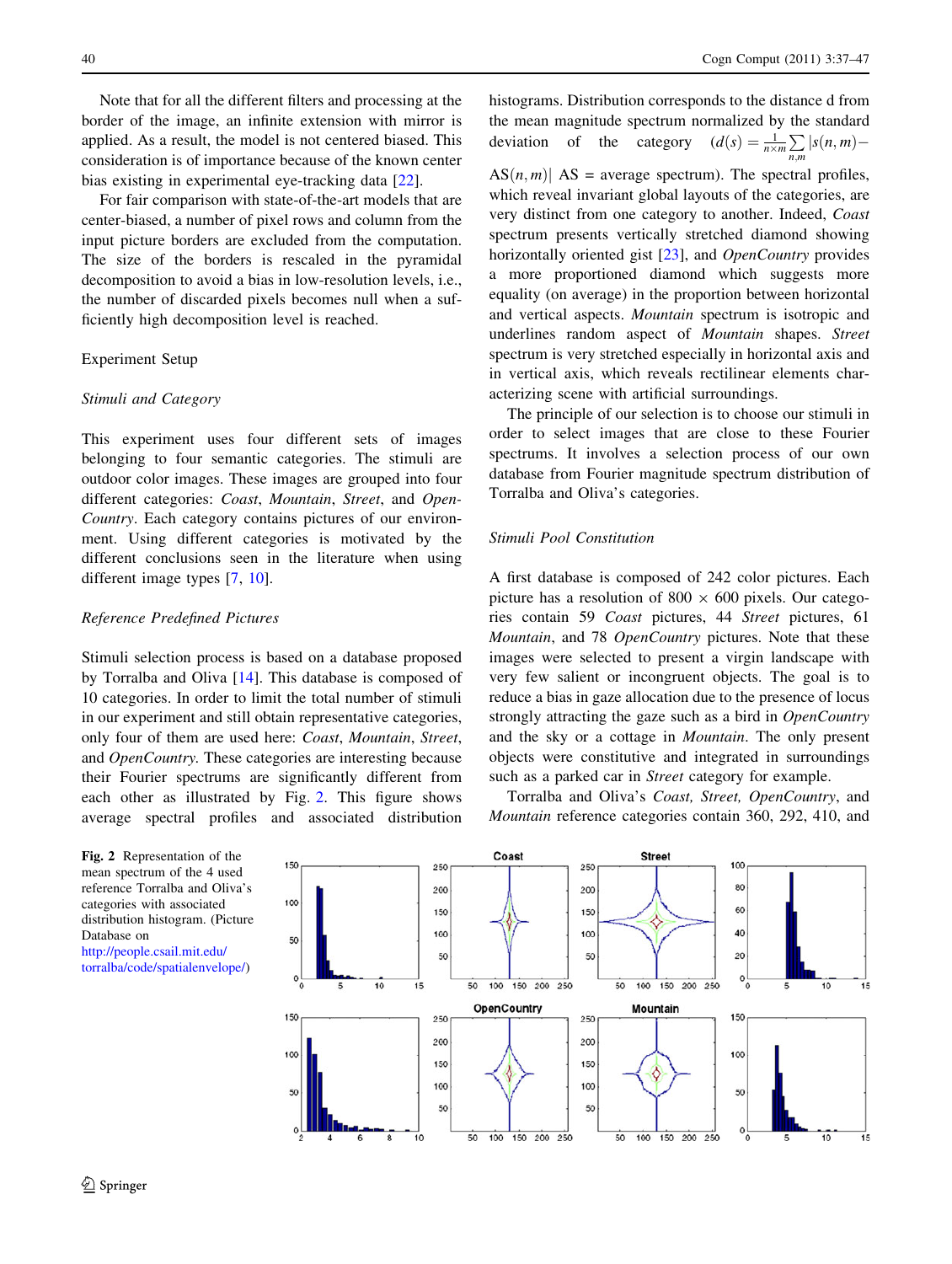Note that for all the different filters and processing at the border of the image, an infinite extension with mirror is applied. As a result, the model is not centered biased. This consideration is of importance because of the known center bias existing in experimental eye-tracking data [22].

For fair comparison with state-of-the-art models that are center-biased, a number of pixel rows and column from the input picture borders are excluded from the computation. The size of the borders is rescaled in the pyramidal decomposition to avoid a bias in low-resolution levels, i.e., the number of discarded pixels becomes null when a sufficiently high decomposition level is reached.

## Experiment Setup

### Stimuli and Category

This experiment uses four different sets of images belonging to four semantic categories. The stimuli are outdoor color images. These images are grouped into four different categories: *Coast*, *Mountain*, *Street*, and *OpenCountry*. Each category contains pictures of our environment. Using different categories is motivated by the different conclusions seen in the literature when using different image types [7, 10].

### Reference Predefined Pictures

Stimuli selection process is based on a database proposed by Torralba and Oliva [14]. This database is composed of 10 categories. In order to limit the total number of stimuli in our experiment and still obtain representative categories, only four of them are used here: *Coast*, *Mountain*, *Street*, and *OpenCountry*. These categories are interesting because their Fourier spectrums are significantly different from each other as illustrated by Fig. 2. This figure shows average spectral profiles and associated distribution histograms. Distribution corresponds to the distance d from the mean magnitude spectrum normalized by the standard deviation of the category ($d(s) = \frac{1}{n \times m} \sum_{n,m} |s(n,m) - AS(n,m)|$ AS = average spectrum). The spectral profiles, which reveal invariant global layouts of the categories, are very distinct from one category to another. Indeed, *Coast* spectrum presents vertically stretched diamond showing horizontally oriented gist [23], and *OpenCountry* provides a more proportioned diamond which suggests more equality (on average) in the proportion between horizontal and vertical aspects. *Mountain* spectrum is isotropic and underlines random aspect of *Mountain* shapes. *Street* spectrum is very stretched especially in horizontal axis and in vertical axis, which reveals rectilinear elements characterizing scene with artificial surroundings.

The principle of our selection is to choose our stimuli in order to select images that are close to these Fourier spectrums. It involves a selection process of our own database from Fourier magnitude spectrum distribution of Torralba and Oliva's categories.

### Stimuli Pool Constitution

A first database is composed of 242 color pictures. Each picture has a resolution of 800 × 600 pixels. Our categories contain 59 *Coast* pictures, 44 *Street* pictures, 61 *Mountain*, and 78 *OpenCountry* pictures. Note that these images were selected to present a virgin landscape with very few salient or incongruent objects. The goal is to reduce a bias in gaze allocation due to the presence of locus strongly attracting the gaze such as a bird in *OpenCountry* and the sky or a cottage in *Mountain*. The only present objects were constitutive and integrated in surroundings such as a parked car in *Street* category for example.

Torralba and Oliva's *Coast, Street, OpenCountry*, and *Mountain* reference categories contain 360, 292, 410, and

**Fig. 2** Representation of the mean spectrum of the 4 used reference Torralba and Oliva's categories with associated distribution histogram. (Picture Database on http://people.csail.mit.edu/torralba/code/spatialenvelope/)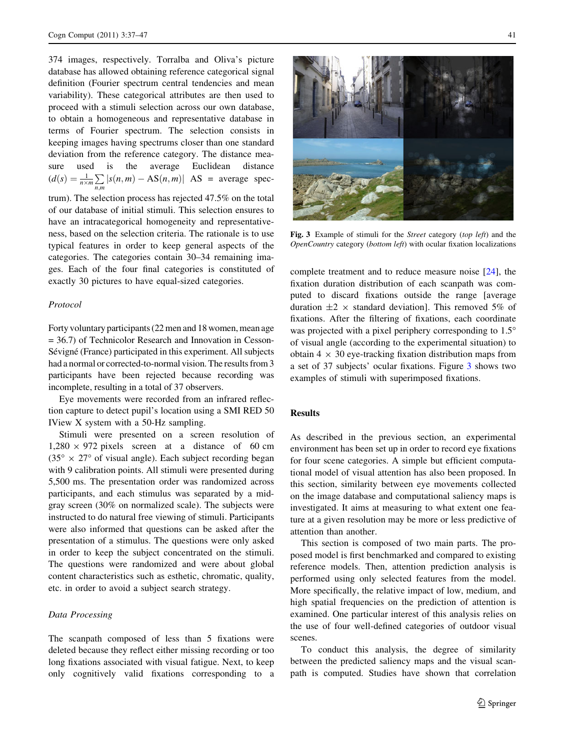374 images, respectively. Torralba and Oliva's picture database has allowed obtaining reference categorical signal definition (Fourier spectrum central tendencies and mean variability). These categorical attributes are then used to proceed with a stimuli selection across our own database, to obtain a homogeneous and representative database in terms of Fourier spectrum. The selection consists in keeping images having spectrums closer than one standard deviation from the reference category. The distance measure used is the average Euclidean distance ($d(s) = \frac{1}{n \times m} \sum_{n,m} |s(n,m) - \mathrm{AS}(n,m)|$ AS = average spectrum). The selection process has rejected 47.5% on the total of our database of initial stimuli. This selection ensures to have an intracategorical homogeneity and representativeness, based on the selection criteria. The rationale is to use typical features in order to keep general aspects of the categories. The categories contain 30–34 remaining images. Each of the four final categories is constituted of exactly 30 pictures to have equal-sized categories.

### *Protocol*

Forty voluntary participants (22 men and 18 women, mean age = 36.7) of Technicolor Research and Innovation in Cesson-Sévigné (France) participated in this experiment. All subjects had a normal or corrected-to-normal vision. The results from 3 participants have been rejected because recording was incomplete, resulting in a total of 37 observers.

Eye movements were recorded from an infrared reflection capture to detect pupil's location using a SMI RED 50 IView X system with a 50-Hz sampling.

Stimuli were presented on a screen resolution of 1,280 × 972 pixels screen at a distance of 60 cm (35° × 27° of visual angle). Each subject recording began with 9 calibration points. All stimuli were presented during 5,500 ms. The presentation order was randomized across participants, and each stimulus was separated by a mid-gray screen (30% on normalized scale). The subjects were instructed to do natural free viewing of stimuli. Participants were also informed that questions can be asked after the presentation of a stimulus. The questions were only asked in order to keep the subject concentrated on the stimuli. The questions were randomized and were about global content characteristics such as esthetic, chromatic, quality, etc. in order to avoid a subject search strategy.

### *Data Processing*

The scanpath composed of less than 5 fixations were deleted because they reflect either missing recording or too long fixations associated with visual fatigue. Next, to keep only cognitively valid fixations corresponding to a complete treatment and to reduce measure noise [24], the fixation duration distribution of each scanpath was computed to discard fixations outside the range [average duration ±2 × standard deviation]. This removed 5% of fixations. After the filtering of fixations, each coordinate was projected with a pixel periphery corresponding to 1.5° of visual angle (according to the experimental situation) to obtain 4 × 30 eye-tracking fixation distribution maps from a set of 37 subjects' ocular fixations. Figure 3 shows two examples of stimuli with superimposed fixations.

**Fig. 3** Example of stimuli for the *Street* category (*top left*) and the *OpenCountry* category (*bottom left*) with ocular fixation localizations

## Results

As described in the previous section, an experimental environment has been set up in order to record eye fixations for four scene categories. A simple but efficient computational model of visual attention has also been proposed. In this section, similarity between eye movements collected on the image database and computational saliency maps is investigated. It aims at measuring to what extent one feature at a given resolution may be more or less predictive of attention than another.

This section is composed of two main parts. The proposed model is first benchmarked and compared to existing reference models. Then, attention prediction analysis is performed using only selected features from the model. More specifically, the relative impact of low, medium, and high spatial frequencies on the prediction of attention is examined. One particular interest of this analysis relies on the use of four well-defined categories of outdoor visual scenes.

To conduct this analysis, the degree of similarity between the predicted saliency maps and the visual scanpath is computed. Studies have shown that correlation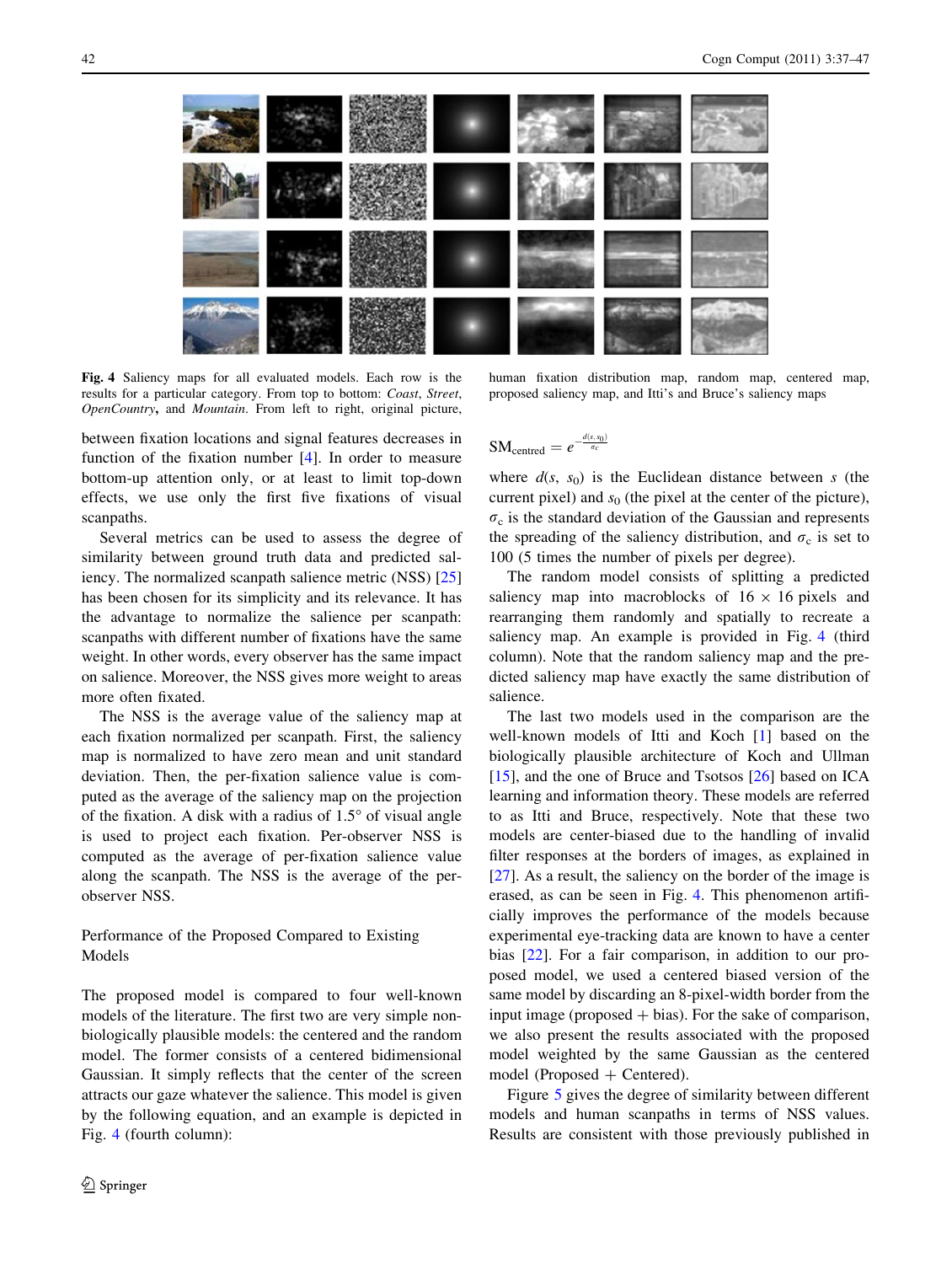**Fig. 4** Saliency maps for all evaluated models. Each row is the results for a particular category. From top to bottom: *Coast*, *Street*, *OpenCountry*, and *Mountain*. From left to right, original picture, human fixation distribution map, random map, centered map, proposed saliency map, and Itti's and Bruce's saliency maps

between fixation locations and signal features decreases in function of the fixation number [4]. In order to measure bottom-up attention only, or at least to limit top-down effects, we use only the first five fixations of visual scanpaths.

Several metrics can be used to assess the degree of similarity between ground truth data and predicted saliency. The normalized scanpath salience metric (NSS) [25] has been chosen for its simplicity and its relevance. It has the advantage to normalize the salience per scanpath: scanpaths with different number of fixations have the same weight. In other words, every observer has the same impact on salience. Moreover, the NSS gives more weight to areas more often fixated.

The NSS is the average value of the saliency map at each fixation normalized per scanpath. First, the saliency map is normalized to have zero mean and unit standard deviation. Then, the per-fixation salience value is computed as the average of the saliency map on the projection of the fixation. A disk with a radius of 1.5° of visual angle is used to project each fixation. Per-observer NSS is computed as the average of per-fixation salience value along the scanpath. The NSS is the average of the per-observer NSS.

## Performance of the Proposed Compared to Existing Models

The proposed model is compared to four well-known models of the literature. The first two are very simple non-biologically plausible models: the centered and the random model. The former consists of a centered bidimensional Gaussian. It simply reflects that the center of the screen attracts our gaze whatever the salience. This model is given by the following equation, and an example is depicted in Fig. 4 (fourth column):

$$\mathrm{SM}_{\mathrm{centred}} = e^{-\frac{d(s, s_0)}{\sigma_c}}$$

where $d(s, s_0)$ is the Euclidean distance between $s$ (the current pixel) and $s_0$ (the pixel at the center of the picture), $\sigma_c$ is the standard deviation of the Gaussian and represents the spreading of the saliency distribution, and $\sigma_c$ is set to 100 (5 times the number of pixels per degree).

The random model consists of splitting a predicted saliency map into macroblocks of 16 × 16 pixels and rearranging them randomly and spatially to recreate a saliency map. An example is provided in Fig. 4 (third column). Note that the random saliency map and the predicted saliency map have exactly the same distribution of salience.

The last two models used in the comparison are the well-known models of Itti and Koch [1] based on the biologically plausible architecture of Koch and Ullman [15], and the one of Bruce and Tsotsos [26] based on ICA learning and information theory. These models are referred to as Itti and Bruce, respectively. Note that these two models are center-biased due to the handling of invalid filter responses at the borders of images, as explained in [27]. As a result, the saliency on the border of the image is erased, as can be seen in Fig. 4. This phenomenon artificially improves the performance of the models because experimental eye-tracking data are known to have a center bias [22]. For a fair comparison, in addition to our proposed model, we used a centered biased version of the same model by discarding an 8-pixel-width border from the input image (proposed + bias). For the sake of comparison, we also present the results associated with the proposed model weighted by the same Gaussian as the centered model (Proposed + Centered).

Figure 5 gives the degree of similarity between different models and human scanpaths in terms of NSS values. Results are consistent with those previously published in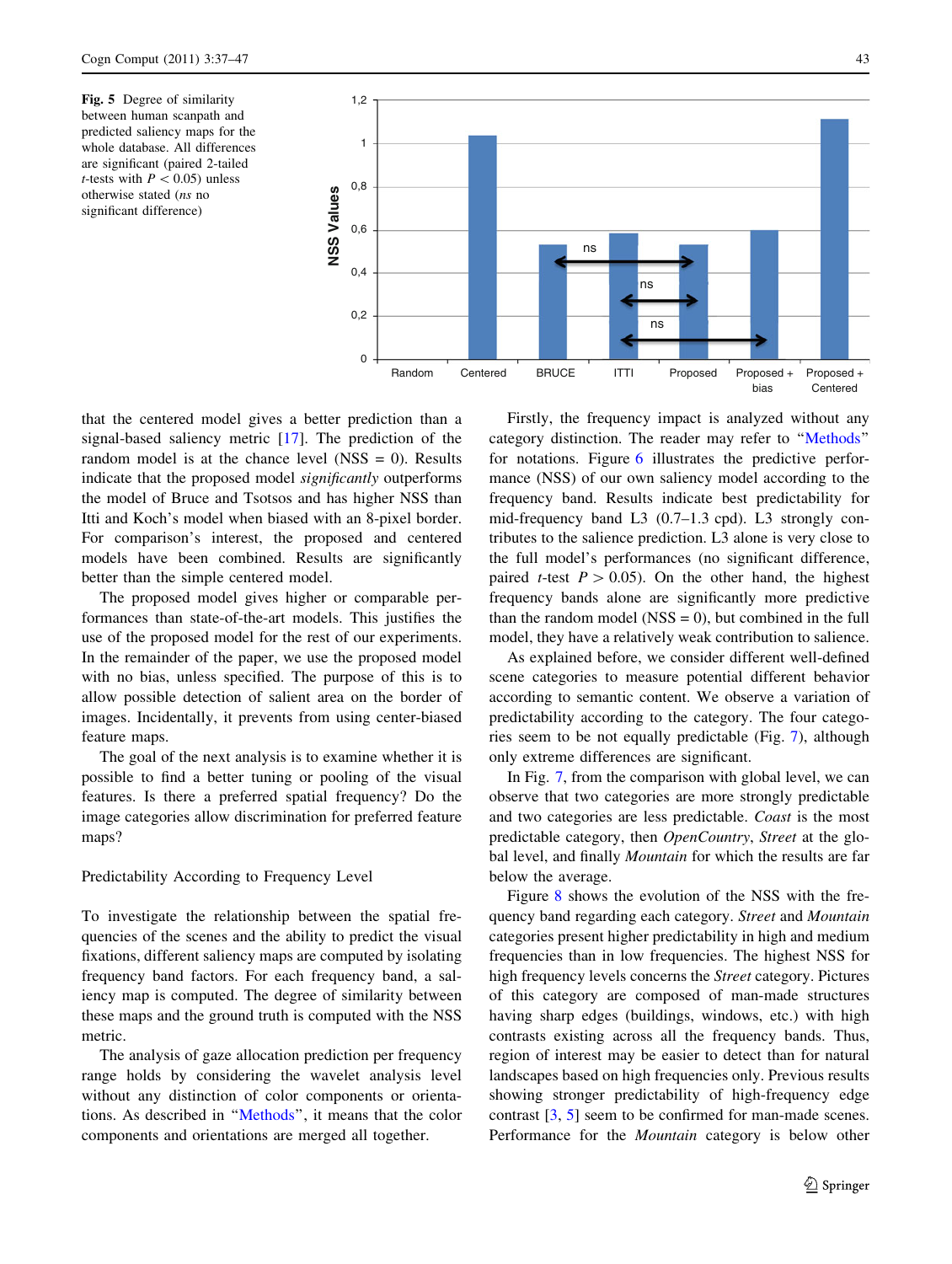**Fig. 5** Degree of similarity between human scanpath and predicted saliency maps for the whole database. All differences are significant (paired 2-tailed *t*-tests with $P < 0.05$) unless otherwise stated (*ns* no significant difference)

that the centered model gives a better prediction than a signal-based saliency metric [17]. The prediction of the random model is at the chance level (NSS = 0). Results indicate that the proposed model *significantly* outperforms the model of Bruce and Tsotsos and has higher NSS than Itti and Koch's model when biased with an 8-pixel border. For comparison's interest, the proposed and centered models have been combined. Results are significantly better than the simple centered model.

The proposed model gives higher or comparable performances than state-of-the-art models. This justifies the use of the proposed model for the rest of our experiments. In the remainder of the paper, we use the proposed model with no bias, unless specified. The purpose of this is to allow possible detection of salient area on the border of images. Incidentally, it prevents from using center-biased feature maps.

The goal of the next analysis is to examine whether it is possible to find a better tuning or pooling of the visual features. Is there a preferred spatial frequency? Do the image categories allow discrimination for preferred feature maps?

### Predictability According to Frequency Level

To investigate the relationship between the spatial frequencies of the scenes and the ability to predict the visual fixations, different saliency maps are computed by isolating frequency band factors. For each frequency band, a saliency map is computed. The degree of similarity between these maps and the ground truth is computed with the NSS metric.

The analysis of gaze allocation prediction per frequency range holds by considering the wavelet analysis level without any distinction of color components or orientations. As described in "Methods", it means that the color components and orientations are merged all together.

Firstly, the frequency impact is analyzed without any category distinction. The reader may refer to "Methods" for notations. Figure 6 illustrates the predictive performance (NSS) of our own saliency model according to the frequency band. Results indicate best predictability for mid-frequency band L3 (0.7–1.3 cpd). L3 strongly contributes to the salience prediction. L3 alone is very close to the full model's performances (no significant difference, paired *t*-test $P > 0.05$). On the other hand, the highest frequency bands alone are significantly more predictive than the random model (NSS = 0), but combined in the full model, they have a relatively weak contribution to salience.

As explained before, we consider different well-defined scene categories to measure potential different behavior according to semantic content. We observe a variation of predictability according to the category. The four categories seem to be not equally predictable (Fig. 7), although only extreme differences are significant.

In Fig. 7, from the comparison with global level, we can observe that two categories are more strongly predictable and two categories are less predictable. *Coast* is the most predictable category, then *OpenCountry*, *Street* at the global level, and finally *Mountain* for which the results are far below the average.

Figure 8 shows the evolution of the NSS with the frequency band regarding each category. *Street* and *Mountain* categories present higher predictability in high and medium frequencies than in low frequencies. The highest NSS for high frequency levels concerns the *Street* category. Pictures of this category are composed of man-made structures having sharp edges (buildings, windows, etc.) with high contrasts existing across all the frequency bands. Thus, region of interest may be easier to detect than for natural landscapes based on high frequencies only. Previous results showing stronger predictability of high-frequency edge contrast [3, 5] seem to be confirmed for man-made scenes. Performance for the *Mountain* category is below other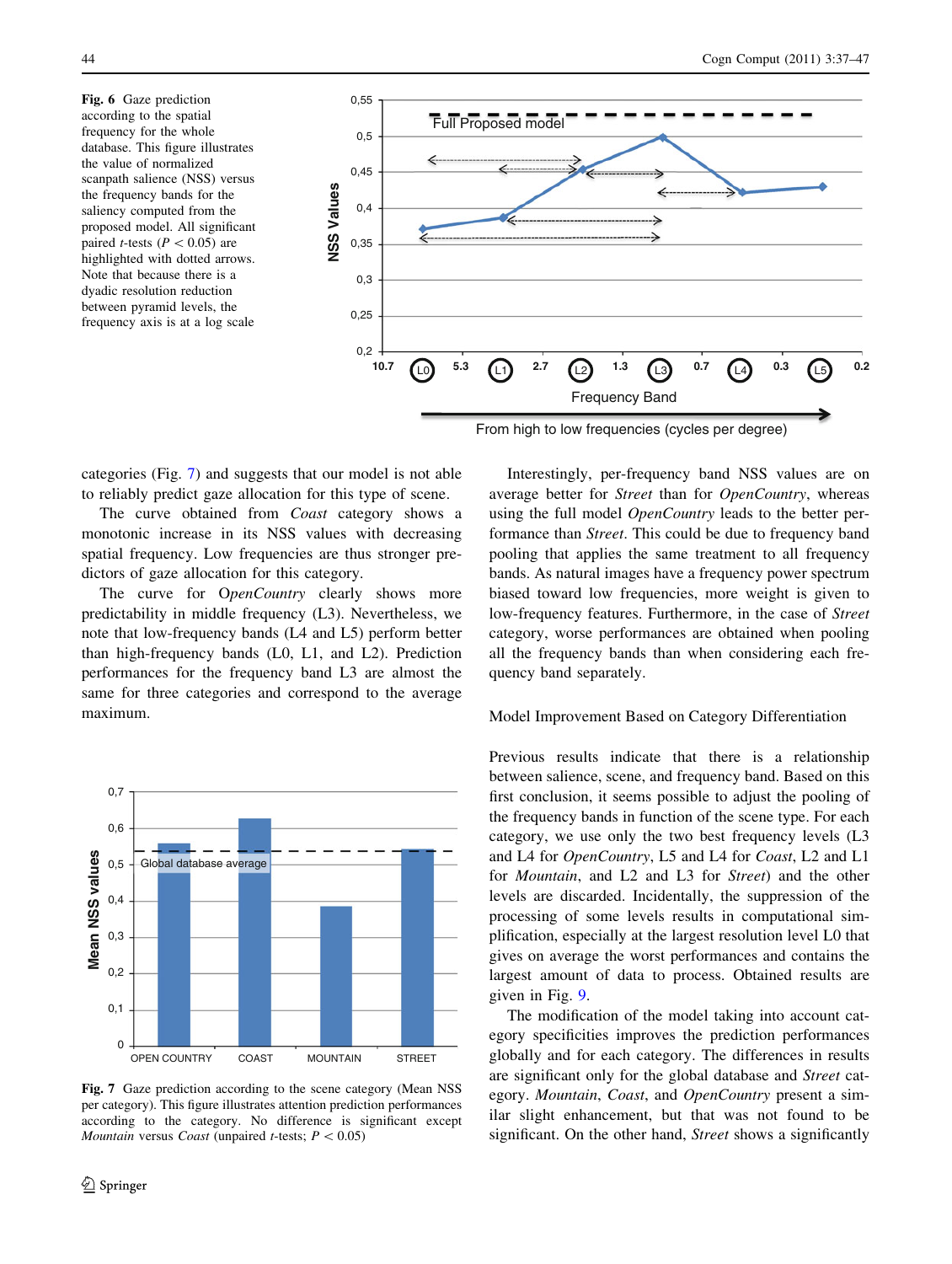**Fig. 6** Gaze prediction according to the spatial frequency for the whole database. This figure illustrates the value of normalized scanpath salience (NSS) versus the frequency bands for the saliency computed from the proposed model. All significant paired *t*-tests ($P < 0.05$) are highlighted with dotted arrows. Note that because there is a dyadic resolution reduction between pyramid levels, the frequency axis is at a log scale

categories (Fig. 7) and suggests that our model is not able to reliably predict gaze allocation for this type of scene.

The curve obtained from *Coast* category shows a monotonic increase in its NSS values with decreasing spatial frequency. Low frequencies are thus stronger predictors of gaze allocation for this category.

The curve for OpenCountry clearly shows more predictability in middle frequency (L3). Nevertheless, we note that low-frequency bands (L4 and L5) perform better than high-frequency bands (L0, L1, and L2). Prediction performances for the frequency band L3 are almost the same for three categories and correspond to the average maximum.

**Fig. 7** Gaze prediction according to the scene category (Mean NSS per category). This figure illustrates attention prediction performances according to the category. No difference is significant except *Mountain* versus *Coast* (unpaired *t*-tests; $P < 0.05$)

Interestingly, per-frequency band NSS values are on average better for *Street* than for *OpenCountry*, whereas using the full model *OpenCountry* leads to the better performance than *Street*. This could be due to frequency band pooling that applies the same treatment to all frequency bands. As natural images have a frequency power spectrum biased toward low frequencies, more weight is given to low-frequency features. Furthermore, in the case of *Street* category, worse performances are obtained when pooling all the frequency bands than when considering each frequency band separately.

### Model Improvement Based on Category Differentiation

Previous results indicate that there is a relationship between salience, scene, and frequency band. Based on this first conclusion, it seems possible to adjust the pooling of the frequency bands in function of the scene type. For each category, we use only the two best frequency levels (L3 and L4 for *OpenCountry*, L5 and L4 for *Coast*, L2 and L1 for *Mountain*, and L2 and L3 for *Street*) and the other levels are discarded. Incidentally, the suppression of the processing of some levels results in computational simplification, especially at the largest resolution level L0 that gives on average the worst performances and contains the largest amount of data to process. Obtained results are given in Fig. 9.

The modification of the model taking into account category specificities improves the prediction performances globally and for each category. The differences in results are significant only for the global database and *Street* category. *Mountain*, *Coast*, and *OpenCountry* present a similar slight enhancement, but that was not found to be significant. On the other hand, *Street* shows a significantly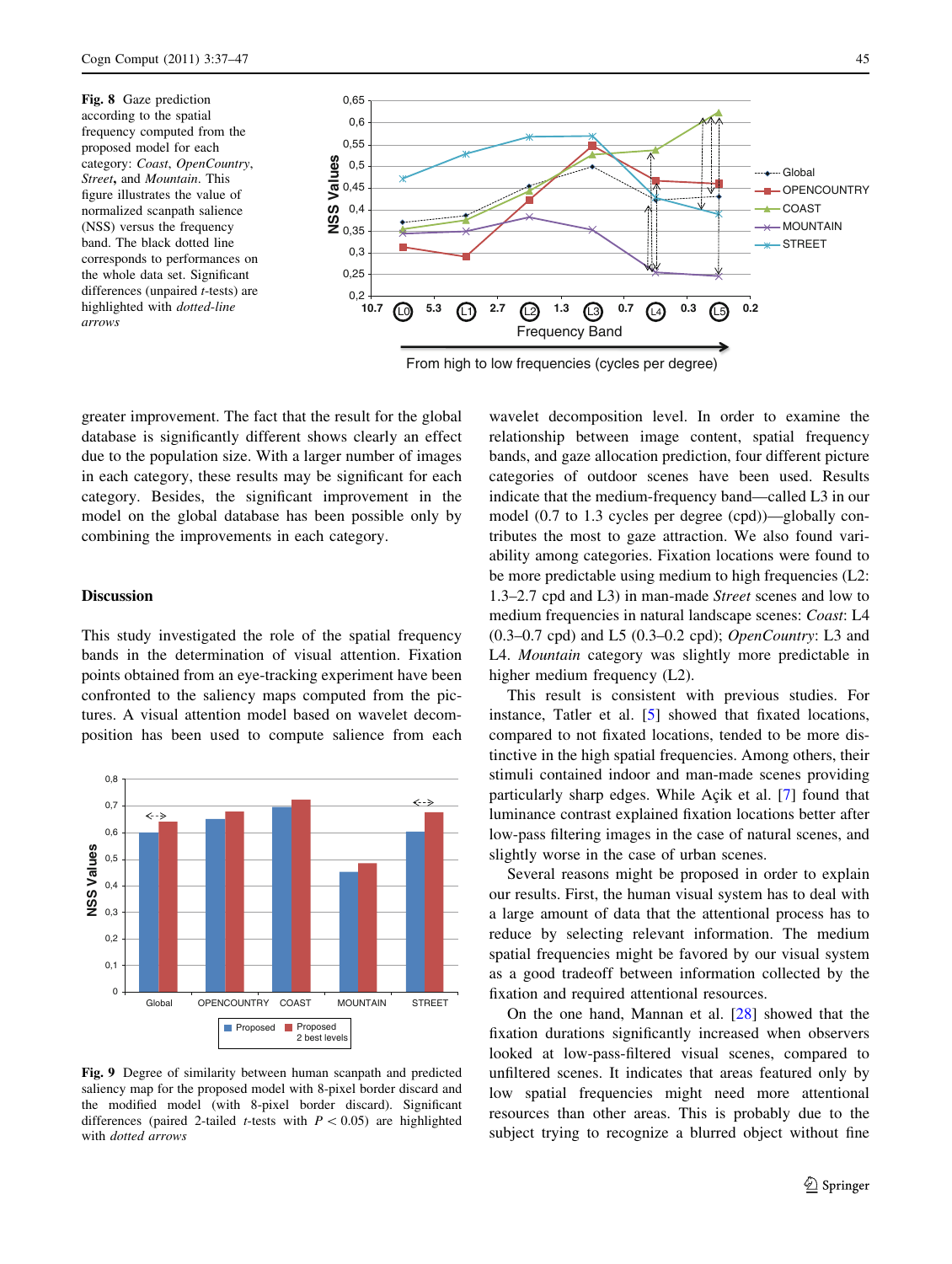**Fig. 8** Gaze prediction according to the spatial frequency computed from the proposed model for each category: *Coast*, *OpenCountry*, *Street*, and *Mountain*. This figure illustrates the value of normalized scanpath salience (NSS) versus the frequency band. The black dotted line corresponds to performances on the whole data set. Significant differences (unpaired *t*-tests) are highlighted with *dotted-line arrows*

greater improvement. The fact that the result for the global database is significantly different shows clearly an effect due to the population size. With a larger number of images in each category, these results may be significant for each category. Besides, the significant improvement in the model on the global database has been possible only by combining the improvements in each category.

## Discussion

This study investigated the role of the spatial frequency bands in the determination of visual attention. Fixation points obtained from an eye-tracking experiment have been confronted to the saliency maps computed from the pictures. A visual attention model based on wavelet decomposition has been used to compute salience from each wavelet decomposition level. In order to examine the relationship between image content, spatial frequency bands, and gaze allocation prediction, four different picture categories of outdoor scenes have been used. Results indicate that the medium-frequency band—called L3 in our model (0.7 to 1.3 cycles per degree (cpd))—globally contributes the most to gaze attraction. We also found variability among categories. Fixation locations were found to be more predictable using medium to high frequencies (L2: 1.3–2.7 cpd and L3) in man-made *Street* scenes and low to medium frequencies in natural landscape scenes: *Coast*: L4 (0.3–0.7 cpd) and L5 (0.3–0.2 cpd); *OpenCountry*: L3 and L4. *Mountain* category was slightly more predictable in higher medium frequency (L2).

This result is consistent with previous studies. For instance, Tatler et al. [5] showed that fixated locations, compared to not fixated locations, tended to be more distinctive in the high spatial frequencies. Among others, their stimuli contained indoor and man-made scenes providing particularly sharp edges. While Açik et al. [7] found that luminance contrast explained fixation locations better after low-pass filtering images in the case of natural scenes, and slightly worse in the case of urban scenes.

Several reasons might be proposed in order to explain our results. First, the human visual system has to deal with a large amount of data that the attentional process has to reduce by selecting relevant information. The medium spatial frequencies might be favored by our visual system as a good tradeoff between information collected by the fixation and required attentional resources.

On the one hand, Mannan et al. [28] showed that the fixation durations significantly increased when observers looked at low-pass-filtered visual scenes, compared to unfiltered scenes. It indicates that areas featured only by low spatial frequencies might need more attentional resources than other areas. This is probably due to the subject trying to recognize a blurred object without fine

**Fig. 9** Degree of similarity between human scanpath and predicted saliency map for the proposed model with 8-pixel border discard and the modified model (with 8-pixel border discard). Significant differences (paired 2-tailed *t*-tests with $P < 0.05$) are highlighted with *dotted arrows*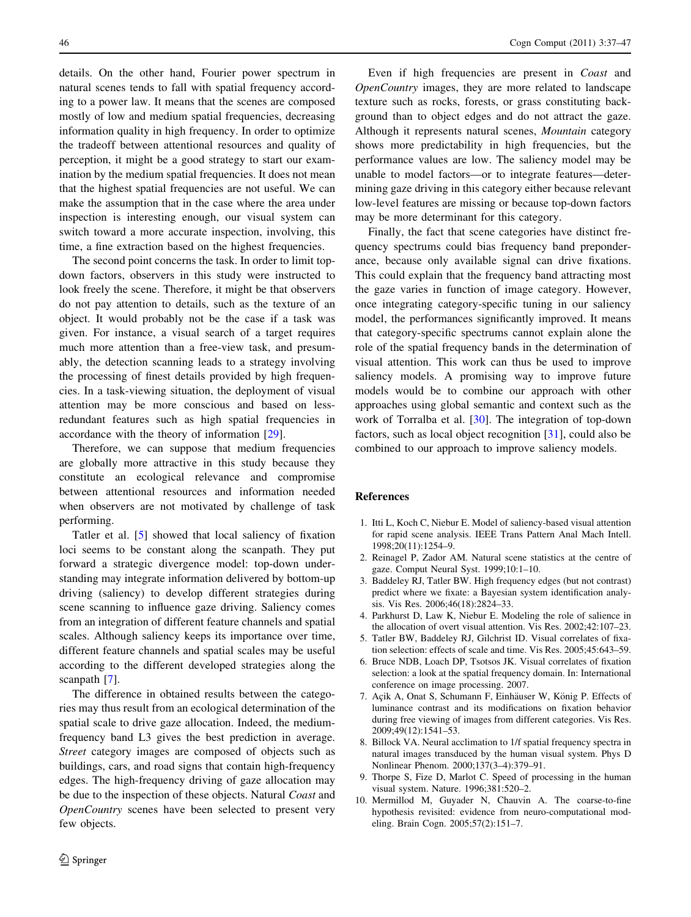details. On the other hand, Fourier power spectrum in natural scenes tends to fall with spatial frequency according to a power law. It means that the scenes are composed mostly of low and medium spatial frequencies, decreasing information quality in high frequency. In order to optimize the tradeoff between attentional resources and quality of perception, it might be a good strategy to start our examination by the medium spatial frequencies. It does not mean that the highest spatial frequencies are not useful. We can make the assumption that in the case where the area under inspection is interesting enough, our visual system can switch toward a more accurate inspection, involving, this time, a fine extraction based on the highest frequencies.

The second point concerns the task. In order to limit top-down factors, observers in this study were instructed to look freely the scene. Therefore, it might be that observers do not pay attention to details, such as the texture of an object. It would probably not be the case if a task was given. For instance, a visual search of a target requires much more attention than a free-view task, and presumably, the detection scanning leads to a strategy involving the processing of finest details provided by high frequencies. In a task-viewing situation, the deployment of visual attention may be more conscious and based on less-redundant features such as high spatial frequencies in accordance with the theory of information [29].

Therefore, we can suppose that medium frequencies are globally more attractive in this study because they constitute an ecological relevance and compromise between attentional resources and information needed when observers are not motivated by challenge of task performing.

Tatler et al. [5] showed that local saliency of fixation loci seems to be constant along the scanpath. They put forward a strategic divergence model: top-down understanding may integrate information delivered by bottom-up driving (saliency) to develop different strategies during scene scanning to influence gaze driving. Saliency comes from an integration of different feature channels and spatial scales. Although saliency keeps its importance over time, different feature channels and spatial scales may be useful according to the different developed strategies along the scanpath [7].

The difference in obtained results between the categories may thus result from an ecological determination of the spatial scale to drive gaze allocation. Indeed, the medium-frequency band L3 gives the best prediction in average. *Street* category images are composed of objects such as buildings, cars, and road signs that contain high-frequency edges. The high-frequency driving of gaze allocation may be due to the inspection of these objects. Natural *Coast* and *OpenCountry* scenes have been selected to present very few objects.

Even if high frequencies are present in *Coast* and *OpenCountry* images, they are more related to landscape texture such as rocks, forests, or grass constituting background than to object edges and do not attract the gaze. Although it represents natural scenes, *Mountain* category shows more predictability in high frequencies, but the performance values are low. The saliency model may be unable to model factors—or to integrate features—determining gaze driving in this category either because relevant low-level features are missing or because top-down factors may be more determinant for this category.

Finally, the fact that scene categories have distinct frequency spectrums could bias frequency band preponderance, because only available signal can drive fixations. This could explain that the frequency band attracting most the gaze varies in function of image category. However, once integrating category-specific tuning in our saliency model, the performances significantly improved. It means that category-specific spectrums cannot explain alone the role of the spatial frequency bands in the determination of visual attention. This work can thus be used to improve saliency models. A promising way to improve future models would be to combine our approach with other approaches using global semantic and context such as the work of Torralba et al. [30]. The integration of top-down factors, such as local object recognition [31], could also be combined to our approach to improve saliency models.

## References

1. Itti L, Koch C, Niebur E. Model of saliency-based visual attention for rapid scene analysis. IEEE Trans Pattern Anal Mach Intell. 1998;20(11):1254–9.
2. Reinagel P, Zador AM. Natural scene statistics at the centre of gaze. Comput Neural Syst. 1999;10:1–10.
3. Baddeley RJ, Tatler BW. High frequency edges (but not contrast) predict where we fixate: a Bayesian system identification analysis. Vis Res. 2006;46(18):2824–33.
4. Parkhurst D, Law K, Niebur E. Modeling the role of salience in the allocation of overt visual attention. Vis Res. 2002;42:107–23.
5. Tatler BW, Baddeley RJ, Gilchrist ID. Visual correlates of fixation selection: effects of scale and time. Vis Res. 2005;45:643–59.
6. Bruce NDB, Loach DP, Tsotsos JK. Visual correlates of fixation selection: a look at the spatial frequency domain. In: International conference on image processing. 2007.
7. Açik A, Onat S, Schumann F, Einhäuser W, König P. Effects of luminance contrast and its modifications on fixation behavior during free viewing of images from different categories. Vis Res. 2009;49(12):1541–53.
8. Billock VA. Neural acclimation to 1/f spatial frequency spectra in natural images transduced by the human visual system. Phys D Nonlinear Phenom. 2000;137(3–4):379–91.
9. Thorpe S, Fize D, Marlot C. Speed of processing in the human visual system. Nature. 1996;381:520–2.
10. Mermillod M, Guyader N, Chauvin A. The coarse-to-fine hypothesis revisited: evidence from neuro-computational modeling. Brain Cogn. 2005;57(2):151–7.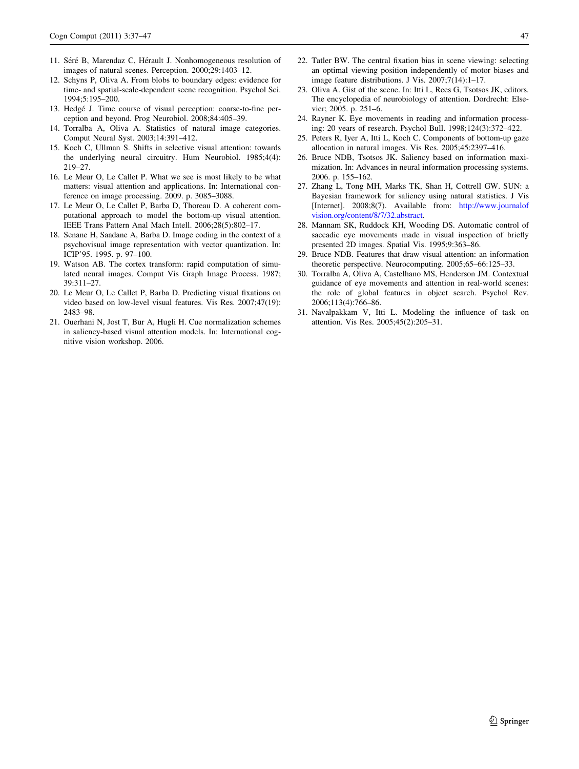11. Séré B, Marendaz C, Hérault J. Nonhomogeneous resolution of images of natural scenes. Perception. 2000;29:1403–12.
12. Schyns P, Oliva A. From blobs to boundary edges: evidence for time- and spatial-scale-dependent scene recognition. Psychol Sci. 1994;5:195–200.
13. Hedgé J. Time course of visual perception: coarse-to-fine perception and beyond. Prog Neurobiol. 2008;84:405–39.
14. Torralba A, Oliva A. Statistics of natural image categories. Comput Neural Syst. 2003;14:391–412.
15. Koch C, Ullman S. Shifts in selective visual attention: towards the underlying neural circuitry. Hum Neurobiol. 1985;4(4): 219–27.
16. Le Meur O, Le Callet P. What we see is most likely to be what matters: visual attention and applications. In: International conference on image processing. 2009. p. 3085–3088.
17. Le Meur O, Le Callet P, Barba D, Thoreau D. A coherent computational approach to model the bottom-up visual attention. IEEE Trans Pattern Anal Mach Intell. 2006;28(5):802–17.
18. Senane H, Saadane A, Barba D. Image coding in the context of a psychovisual image representation with vector quantization. In: ICIP'95. 1995. p. 97–100.
19. Watson AB. The cortex transform: rapid computation of simulated neural images. Comput Vis Graph Image Process. 1987; 39:311–27.
20. Le Meur O, Le Callet P, Barba D. Predicting visual fixations on video based on low-level visual features. Vis Res. 2007;47(19): 2483–98.
21. Ouerhani N, Jost T, Bur A, Hugli H. Cue normalization schemes in saliency-based visual attention models. In: International cognitive vision workshop. 2006.
22. Tatler BW. The central fixation bias in scene viewing: selecting an optimal viewing position independently of motor biases and image feature distributions. J Vis. 2007;7(14):1–17.
23. Oliva A. Gist of the scene. In: Itti L, Rees G, Tsotsos JK, editors. The encyclopedia of neurobiology of attention. Dordrecht: Elsevier; 2005. p. 251–6.
24. Rayner K. Eye movements in reading and information processing: 20 years of research. Psychol Bull. 1998;124(3):372–422.
25. Peters R, Iyer A, Itti L, Koch C. Components of bottom-up gaze allocation in natural images. Vis Res. 2005;45:2397–416.
26. Bruce NDB, Tsotsos JK. Saliency based on information maximization. In: Advances in neural information processing systems. 2006. p. 155–162.
27. Zhang L, Tong MH, Marks TK, Shan H, Cottrell GW. SUN: a Bayesian framework for saliency using natural statistics. J Vis [Internet]. 2008;8(7). Available from: http://www.journalofvision.org/content/8/7/32.abstract.
28. Mannam SK, Ruddock KH, Wooding DS. Automatic control of saccadic eye movements made in visual inspection of briefly presented 2D images. Spatial Vis. 1995;9:363–86.
29. Bruce NDB. Features that draw visual attention: an information theoretic perspective. Neurocomputing. 2005;65–66:125–33.
30. Torralba A, Oliva A, Castelhano MS, Henderson JM. Contextual guidance of eye movements and attention in real-world scenes: the role of global features in object search. Psychol Rev. 2006;113(4):766–86.
31. Navalpakkam V, Itti L. Modeling the influence of task on attention. Vis Res. 2005;45(2):205–31.